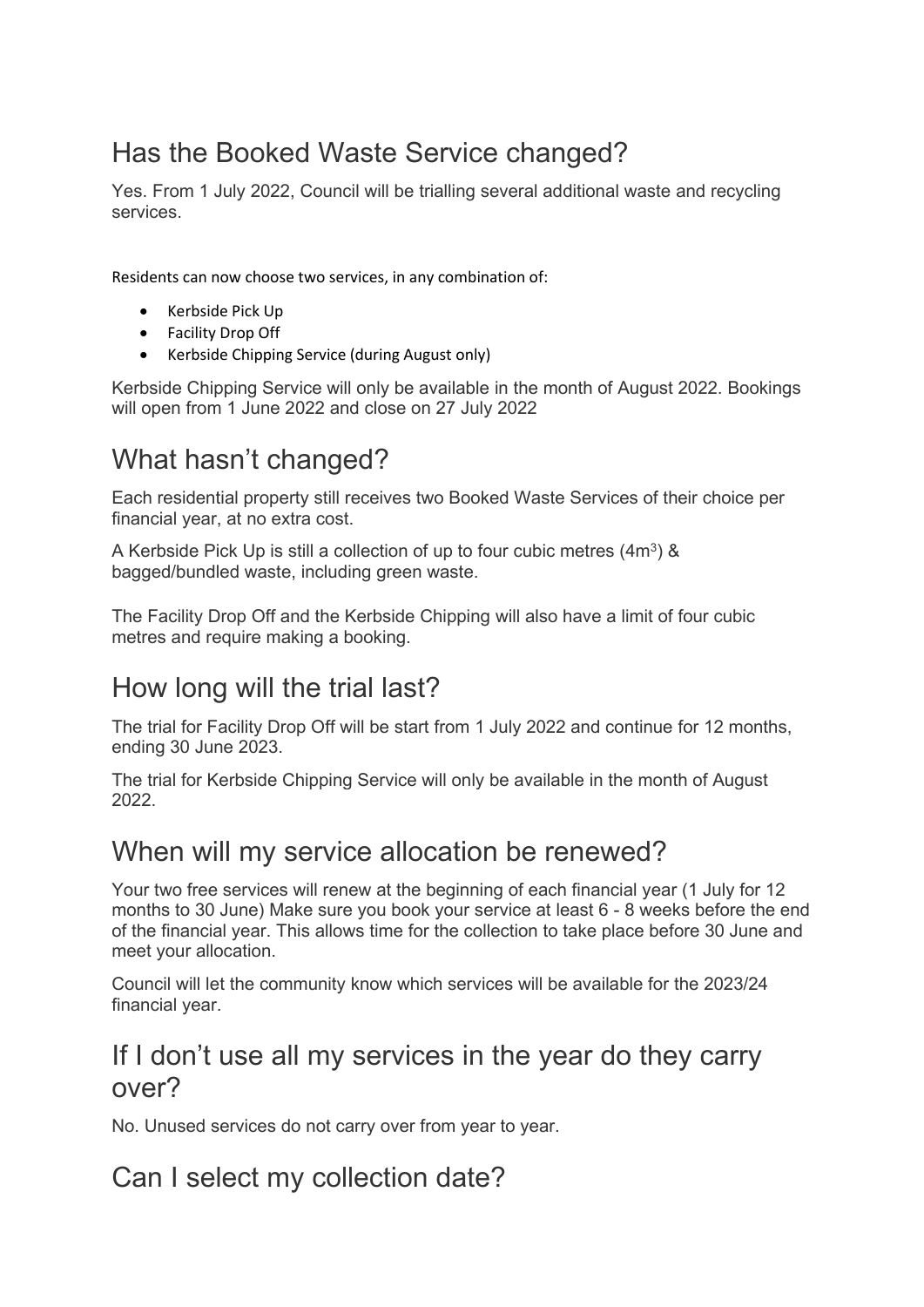## Has the Booked Waste Service changed?

Yes. From 1 July 2022, Council will be trialling several additional waste and recycling services.

Residents can now choose two services, in any combination of:

- Kerbside Pick Up
- Facility Drop Off
- Kerbside Chipping Service (during August only)

Kerbside Chipping Service will only be available in the month of August 2022. Bookings will open from 1 June 2022 and close on 27 July 2022

## What hasn't changed?

Each residential property still receives two Booked Waste Services of their choice per financial year, at no extra cost.

A Kerbside Pick Up is still a collection of up to four cubic metres ($4m^3$) & bagged/bundled waste, including green waste.

The Facility Drop Off and the Kerbside Chipping will also have a limit of four cubic metres and require making a booking.

## How long will the trial last?

The trial for Facility Drop Off will be start from 1 July 2022 and continue for 12 months, ending 30 June 2023.

The trial for Kerbside Chipping Service will only be available in the month of August 2022.

## When will my service allocation be renewed?

Your two free services will renew at the beginning of each financial year (1 July for 12 months to 30 June) Make sure you book your service at least 6 - 8 weeks before the end of the financial year. This allows time for the collection to take place before 30 June and meet your allocation.

Council will let the community know which services will be available for the 2023/24 financial year.

## If I don't use all my services in the year do they carry over?

No. Unused services do not carry over from year to year.

## Can I select my collection date?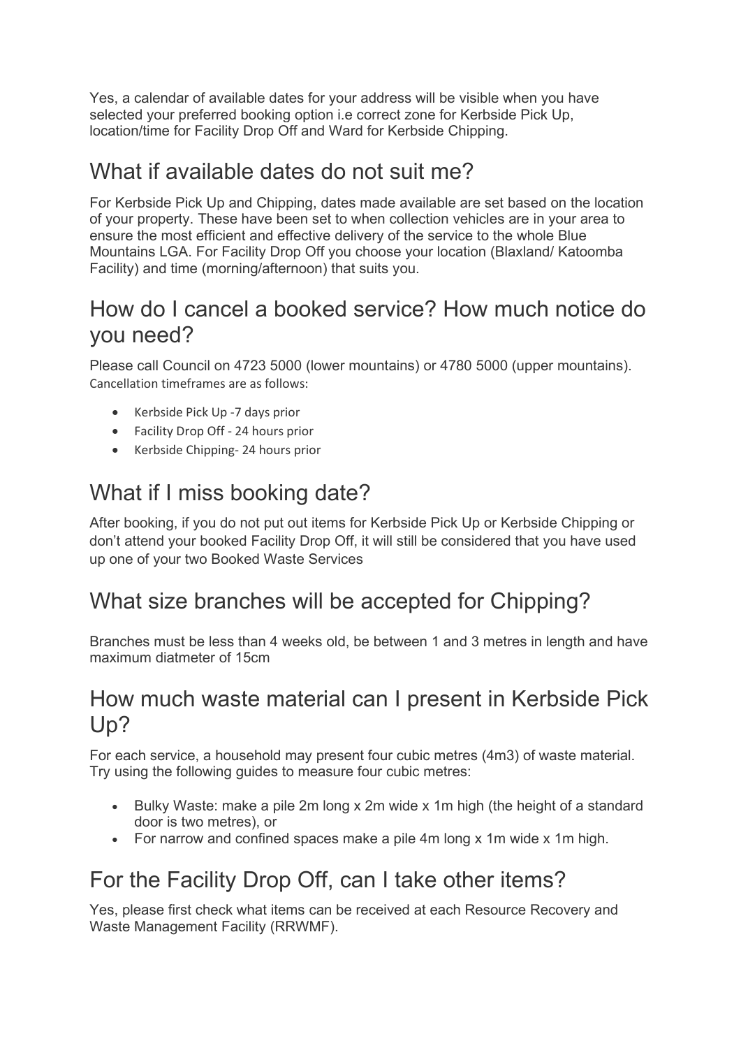Yes, a calendar of available dates for your address will be visible when you have selected your preferred booking option i.e correct zone for Kerbside Pick Up, location/time for Facility Drop Off and Ward for Kerbside Chipping.

## What if available dates do not suit me?

For Kerbside Pick Up and Chipping, dates made available are set based on the location of your property. These have been set to when collection vehicles are in your area to ensure the most efficient and effective delivery of the service to the whole Blue Mountains LGA. For Facility Drop Off you choose your location (Blaxland/ Katoomba Facility) and time (morning/afternoon) that suits you.

## How do I cancel a booked service? How much notice do you need?

Please call Council on 4723 5000 (lower mountains) or 4780 5000 (upper mountains). Cancellation timeframes are as follows:

- Kerbside Pick Up -7 days prior
- Facility Drop Off - 24 hours prior
- Kerbside Chipping- 24 hours prior

## What if I miss booking date?

After booking, if you do not put out items for Kerbside Pick Up or Kerbside Chipping or don't attend your booked Facility Drop Off, it will still be considered that you have used up one of your two Booked Waste Services

## What size branches will be accepted for Chipping?

Branches must be less than 4 weeks old, be between 1 and 3 metres in length and have maximum diatmeter of 15cm

## How much waste material can I present in Kerbside Pick Up?

For each service, a household may present four cubic metres (4m3) of waste material. Try using the following guides to measure four cubic metres:

- Bulky Waste: make a pile 2m long x 2m wide x 1m high (the height of a standard door is two metres), or
- For narrow and confined spaces make a pile 4m long x 1m wide x 1m high.

## For the Facility Drop Off, can I take other items?

Yes, please first check what items can be received at each Resource Recovery and Waste Management Facility (RRWMF).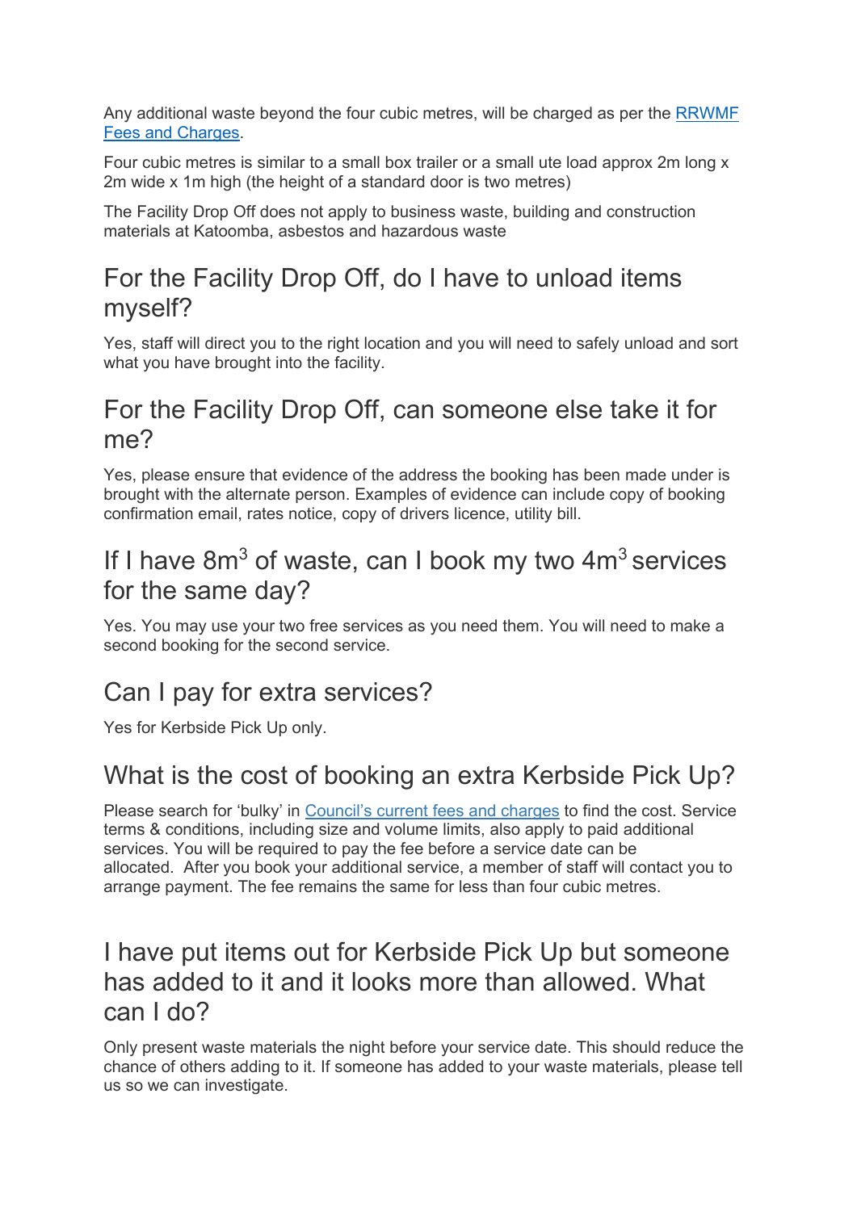Any additional waste beyond the four cubic metres, will be charged as per the [RRWMF Fees and Charges](#).

Four cubic metres is similar to a small box trailer or a small ute load approx 2m long x 2m wide x 1m high (the height of a standard door is two metres)

The Facility Drop Off does not apply to business waste, building and construction materials at Katoomba, asbestos and hazardous waste

## For the Facility Drop Off, do I have to unload items myself?

Yes, staff will direct you to the right location and you will need to safely unload and sort what you have brought into the facility.

## For the Facility Drop Off, can someone else take it for me?

Yes, please ensure that evidence of the address the booking has been made under is brought with the alternate person. Examples of evidence can include copy of booking confirmation email, rates notice, copy of drivers licence, utility bill.

## If I have $8m^3$ of waste, can I book my two $4m^3$ services for the same day?

Yes. You may use your two free services as you need them. You will need to make a second booking for the second service.

## Can I pay for extra services?

Yes for Kerbside Pick Up only.

## What is the cost of booking an extra Kerbside Pick Up?

Please search for 'bulky' in [Council's current fees and charges](#) to find the cost. Service terms & conditions, including size and volume limits, also apply to paid additional services. You will be required to pay the fee before a service date can be allocated. After you book your additional service, a member of staff will contact you to arrange payment. The fee remains the same for less than four cubic metres.

## I have put items out for Kerbside Pick Up but someone has added to it and it looks more than allowed. What can I do?

Only present waste materials the night before your service date. This should reduce the chance of others adding to it. If someone has added to your waste materials, please tell us so we can investigate.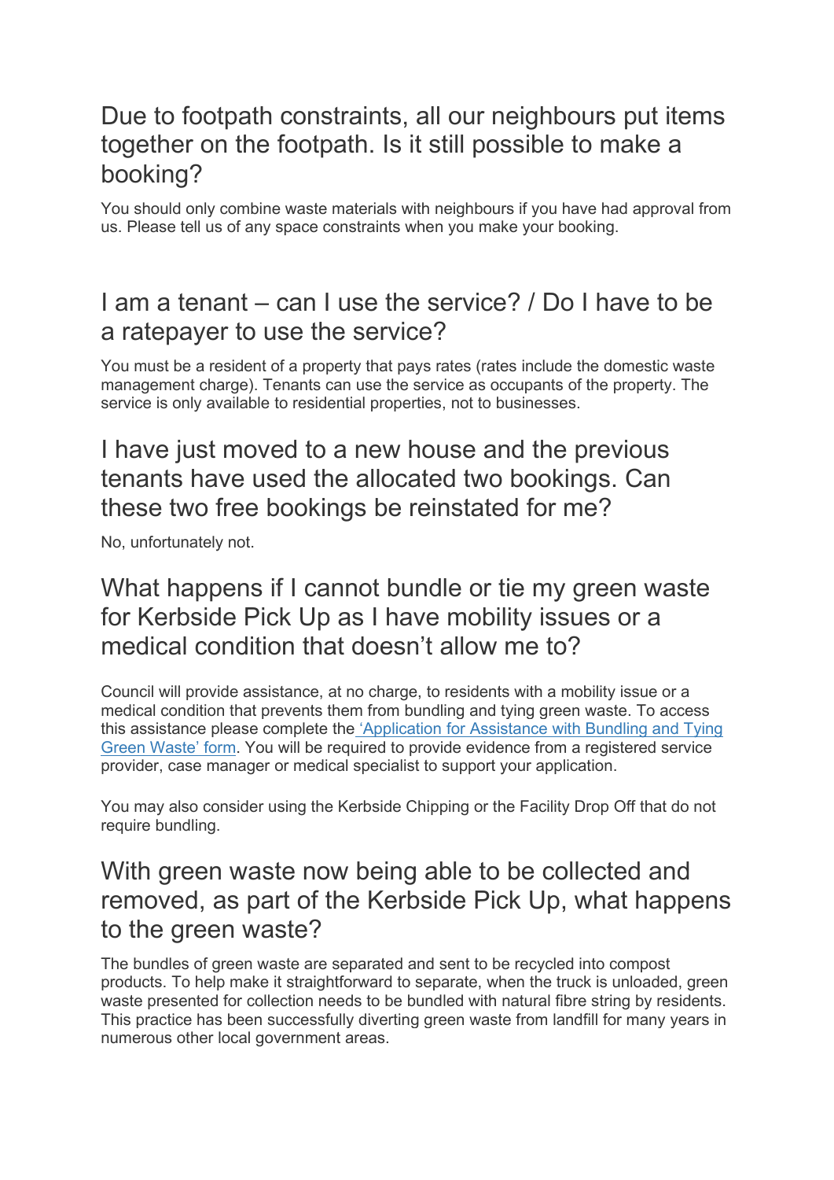## Due to footpath constraints, all our neighbours put items together on the footpath. Is it still possible to make a booking?

You should only combine waste materials with neighbours if you have had approval from us. Please tell us of any space constraints when you make your booking.

## I am a tenant – can I use the service? / Do I have to be a ratepayer to use the service?

You must be a resident of a property that pays rates (rates include the domestic waste management charge). Tenants can use the service as occupants of the property. The service is only available to residential properties, not to businesses.

## I have just moved to a new house and the previous tenants have used the allocated two bookings. Can these two free bookings be reinstated for me?

No, unfortunately not.

## What happens if I cannot bundle or tie my green waste for Kerbside Pick Up as I have mobility issues or a medical condition that doesn't allow me to?

Council will provide assistance, at no charge, to residents with a mobility issue or a medical condition that prevents them from bundling and tying green waste. To access this assistance please complete the 'Application for Assistance with Bundling and Tying Green Waste' form. You will be required to provide evidence from a registered service provider, case manager or medical specialist to support your application.

You may also consider using the Kerbside Chipping or the Facility Drop Off that do not require bundling.

## With green waste now being able to be collected and removed, as part of the Kerbside Pick Up, what happens to the green waste?

The bundles of green waste are separated and sent to be recycled into compost products. To help make it straightforward to separate, when the truck is unloaded, green waste presented for collection needs to be bundled with natural fibre string by residents. This practice has been successfully diverting green waste from landfill for many years in numerous other local government areas.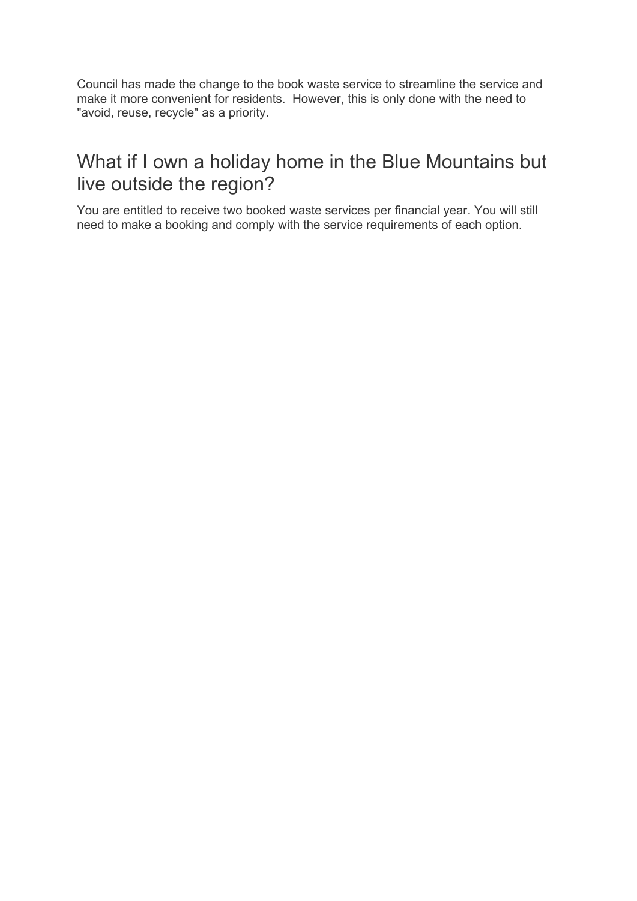Council has made the change to the book waste service to streamline the service and make it more convenient for residents.  However, this is only done with the need to "avoid, reuse, recycle" as a priority.

## What if I own a holiday home in the Blue Mountains but live outside the region?

You are entitled to receive two booked waste services per financial year. You will still need to make a booking and comply with the service requirements of each option.